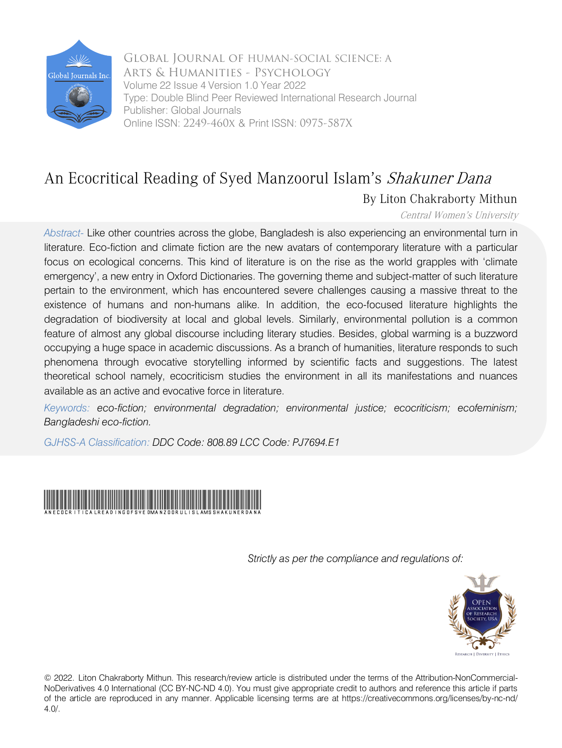Global Journal of human-social science: A
Arts & Humanities - Psychology
Volume 22 Issue 4 Version 1.0 Year 2022
Type: Double Blind Peer Reviewed International Research Journal
Publisher: Global Journals
Online ISSN: 2249-460X & Print ISSN: 0975-587X

# An Ecocritical Reading of Syed Manzoorul Islam's *Shakuner Dana*

By Liton Chakraborty Mithun

*Central Women's University*

*Abstract-* Like other countries across the globe, Bangladesh is also experiencing an environmental turn in literature. Eco-fiction and climate fiction are the new avatars of contemporary literature with a particular focus on ecological concerns. This kind of literature is on the rise as the world grapples with 'climate emergency', a new entry in Oxford Dictionaries. The governing theme and subject-matter of such literature pertain to the environment, which has encountered severe challenges causing a massive threat to the existence of humans and non-humans alike. In addition, the eco-focused literature highlights the degradation of biodiversity at local and global levels. Similarly, environmental pollution is a common feature of almost any global discourse including literary studies. Besides, global warming is a buzzword occupying a huge space in academic discussions. As a branch of humanities, literature responds to such phenomena through evocative storytelling informed by scientific facts and suggestions. The latest theoretical school namely, ecocriticism studies the environment in all its manifestations and nuances available as an active and evocative force in literature.

*Keywords: eco-fiction; environmental degradation; environmental justice; ecocriticism; ecofeminism; Bangladeshi eco-fiction.*

*GJHSS-A Classification: DDC Code: 808.89 LCC Code: PJ7694.E1*

ANECOCRITICALREADINGOFSYEDMANZOORULISLAMSSHAKUNERDANA

*Strictly as per the compliance and regulations of:*

© 2022. Liton Chakraborty Mithun. This research/review article is distributed under the terms of the Attribution-NonCommercial-NoDerivatives 4.0 International (CC BY-NC-ND 4.0). You must give appropriate credit to authors and reference this article if parts of the article are reproduced in any manner. Applicable licensing terms are at https://creativecommons.org/licenses/by-nc-nd/4.0/.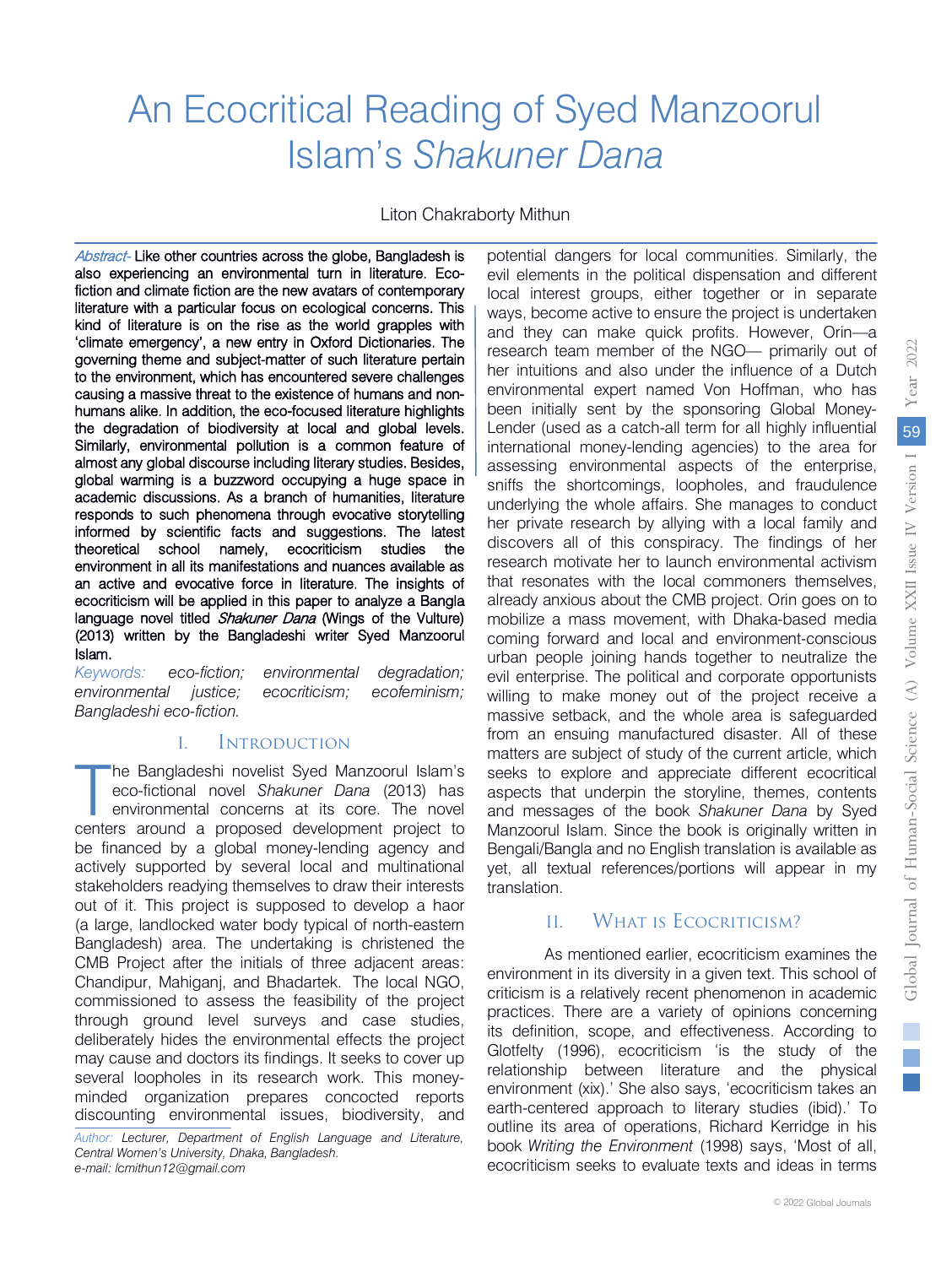# An Ecocritical Reading of Syed Manzoorul Islam's *Shakuner Dana*

Liton Chakraborty Mithun

***Abstract-*** **Like other countries across the globe, Bangladesh is also experiencing an environmental turn in literature. Eco-fiction and climate fiction are the new avatars of contemporary literature with a particular focus on ecological concerns. This kind of literature is on the rise as the world grapples with 'climate emergency', a new entry in Oxford Dictionaries. The governing theme and subject-matter of such literature pertain to the environment, which has encountered severe challenges causing a massive threat to the existence of humans and non-humans alike. In addition, the eco-focused literature highlights the degradation of biodiversity at local and global levels. Similarly, environmental pollution is a common feature of almost any global discourse including literary studies. Besides, global warming is a buzzword occupying a huge space in academic discussions. As a branch of humanities, literature responds to such phenomena through evocative storytelling informed by scientific facts and suggestions. The latest theoretical school namely, ecocriticism studies the environment in all its manifestations and nuances available as an active and evocative force in literature. The insights of ecocriticism will be applied in this paper to analyze a Bangla language novel titled *Shakuner Dana* (Wings of the Vulture) (2013) written by the Bangladeshi writer Syed Manzoorul Islam.**

*Keywords: eco-fiction; environmental degradation; environmental justice; ecocriticism; ecofeminism; Bangladeshi eco-fiction.*

## I. Introduction

The Bangladeshi novelist Syed Manzoorul Islam's eco-fictional novel *Shakuner Dana* (2013) has environmental concerns at its core. The novel centers around a proposed development project to be financed by a global money-lending agency and actively supported by several local and multinational stakeholders readying themselves to draw their interests out of it. This project is supposed to develop a haor (a large, landlocked water body typical of north-eastern Bangladesh) area. The undertaking is christened the CMB Project after the initials of three adjacent areas: Chandipur, Mahiganj, and Bhadartek. The local NGO, commissioned to assess the feasibility of the project through ground level surveys and case studies, deliberately hides the environmental effects the project may cause and doctors its findings. It seeks to cover up several loopholes in its research work. This money-minded organization prepares concocted reports discounting environmental issues, biodiversity, and potential dangers for local communities. Similarly, the evil elements in the political dispensation and different local interest groups, either together or in separate ways, become active to ensure the project is undertaken and they can make quick profits. However, Orin—a research team member of the NGO— primarily out of her intuitions and also under the influence of a Dutch environmental expert named Von Hoffman, who has been initially sent by the sponsoring Global Money-Lender (used as a catch-all term for all highly influential international money-lending agencies) to the area for assessing environmental aspects of the enterprise, sniffs the shortcomings, loopholes, and fraudulence underlying the whole affairs. She manages to conduct her private research by allying with a local family and discovers all of this conspiracy. The findings of her research motivate her to launch environmental activism that resonates with the local commoners themselves, already anxious about the CMB project. Orin goes on to mobilize a mass movement, with Dhaka-based media coming forward and local and environment-conscious urban people joining hands together to neutralize the evil enterprise. The political and corporate opportunists willing to make money out of the project receive a massive setback, and the whole area is safeguarded from an ensuing manufactured disaster. All of these matters are subject of study of the current article, which seeks to explore and appreciate different ecocritical aspects that underpin the storyline, themes, contents and messages of the book *Shakuner Dana* by Syed Manzoorul Islam. Since the book is originally written in Bengali/Bangla and no English translation is available as yet, all textual references/portions will appear in my translation.

## II. What is Ecocriticism?

As mentioned earlier, ecocriticism examines the environment in its diversity in a given text. This school of criticism is a relatively recent phenomenon in academic practices. There are a variety of opinions concerning its definition, scope, and effectiveness. According to Glotfelty (1996), ecocriticism 'is the study of the relationship between literature and the physical environment (xix).' She also says, 'ecocriticism takes an earth-centered approach to literary studies (ibid).' To outline its area of operations, Richard Kerridge in his book *Writing the Environment* (1998) says, 'Most of all, ecocriticism seeks to evaluate texts and ideas in terms

*Author: Lecturer, Department of English Language and Literature, Central Women's University, Dhaka, Bangladesh.*
*e-mail: lcmithun12@gmail.com*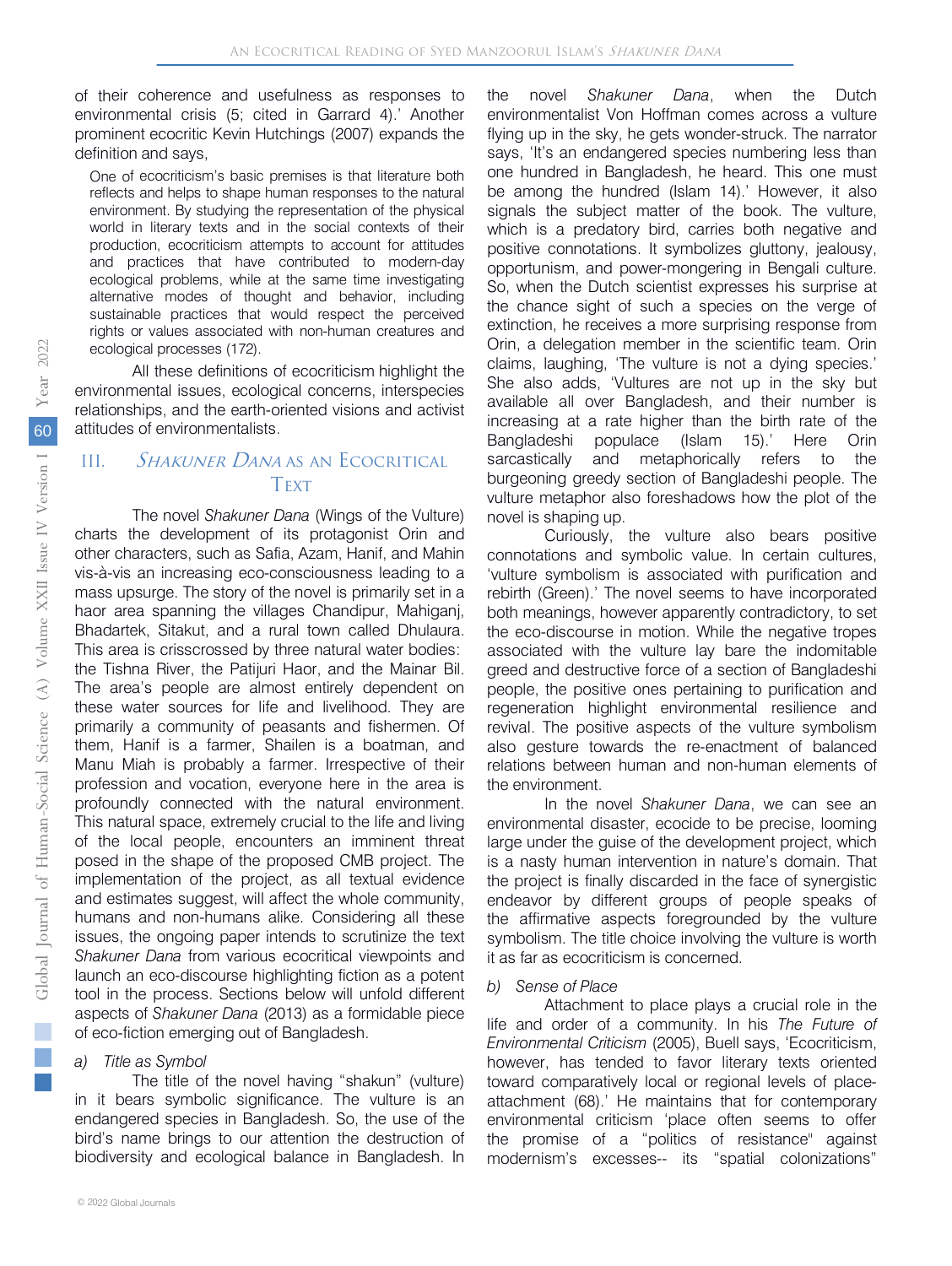of their coherence and usefulness as responses to environmental crisis (5; cited in Garrard 4).' Another prominent ecocritic Kevin Hutchings (2007) expands the definition and says,

> One of ecocriticism's basic premises is that literature both reflects and helps to shape human responses to the natural environment. By studying the representation of the physical world in literary texts and in the social contexts of their production, ecocriticism attempts to account for attitudes and practices that have contributed to modern-day ecological problems, while at the same time investigating alternative modes of thought and behavior, including sustainable practices that would respect the perceived rights or values associated with non-human creatures and ecological processes (172).

All these definitions of ecocriticism highlight the environmental issues, ecological concerns, interspecies relationships, and the earth-oriented visions and activist attitudes of environmentalists.

## III. *Shakuner Dana* as an Ecocritical Text

The novel *Shakuner Dana* (Wings of the Vulture) charts the development of its protagonist Orin and other characters, such as Safia, Azam, Hanif, and Mahin vis-à-vis an increasing eco-consciousness leading to a mass upsurge. The story of the novel is primarily set in a haor area spanning the villages Chandipur, Mahiganj, Bhadartek, Sitakut, and a rural town called Dhulaura. This area is crisscrossed by three natural water bodies: the Tishna River, the Patijuri Haor, and the Mainar Bil. The area's people are almost entirely dependent on these water sources for life and livelihood. They are primarily a community of peasants and fishermen. Of them, Hanif is a farmer, Shailen is a boatman, and Manu Miah is probably a farmer. Irrespective of their profession and vocation, everyone here in the area is profoundly connected with the natural environment. This natural space, extremely crucial to the life and living of the local people, encounters an imminent threat posed in the shape of the proposed CMB project. The implementation of the project, as all textual evidence and estimates suggest, will affect the whole community, humans and non-humans alike. Considering all these issues, the ongoing paper intends to scrutinize the text *Shakuner Dana* from various ecocritical viewpoints and launch an eco-discourse highlighting fiction as a potent tool in the process. Sections below will unfold different aspects of *Shakuner Dana* (2013) as a formidable piece of eco-fiction emerging out of Bangladesh.

### a) Title as Symbol

The title of the novel having "shakun" (vulture) in it bears symbolic significance. The vulture is an endangered species in Bangladesh. So, the use of the bird's name brings to our attention the destruction of biodiversity and ecological balance in Bangladesh. In the novel *Shakuner Dana*, when the Dutch environmentalist Von Hoffman comes across a vulture flying up in the sky, he gets wonder-struck. The narrator says, 'It's an endangered species numbering less than one hundred in Bangladesh, he heard. This one must be among the hundred (Islam 14).' However, it also signals the subject matter of the book. The vulture, which is a predatory bird, carries both negative and positive connotations. It symbolizes gluttony, jealousy, opportunism, and power-mongering in Bengali culture. So, when the Dutch scientist expresses his surprise at the chance sight of such a species on the verge of extinction, he receives a more surprising response from Orin, a delegation member in the scientific team. Orin claims, laughing, 'The vulture is not a dying species.' She also adds, 'Vultures are not up in the sky but available all over Bangladesh, and their number is increasing at a rate higher than the birth rate of the Bangladeshi populace (Islam 15).' Here Orin sarcastically and metaphorically refers to the burgeoning greedy section of Bangladeshi people. The vulture metaphor also foreshadows how the plot of the novel is shaping up.

Curiously, the vulture also bears positive connotations and symbolic value. In certain cultures, 'vulture symbolism is associated with purification and rebirth (Green).' The novel seems to have incorporated both meanings, however apparently contradictory, to set the eco-discourse in motion. While the negative tropes associated with the vulture lay bare the indomitable greed and destructive force of a section of Bangladeshi people, the positive ones pertaining to purification and regeneration highlight environmental resilience and revival. The positive aspects of the vulture symbolism also gesture towards the re-enactment of balanced relations between human and non-human elements of the environment.

In the novel *Shakuner Dana*, we can see an environmental disaster, ecocide to be precise, looming large under the guise of the development project, which is a nasty human intervention in nature's domain. That the project is finally discarded in the face of synergistic endeavor by different groups of people speaks of the affirmative aspects foregrounded by the vulture symbolism. The title choice involving the vulture is worth it as far as ecocriticism is concerned.

### b) Sense of Place

Attachment to place plays a crucial role in the life and order of a community. In his *The Future of Environmental Criticism* (2005), Buell says, 'Ecocriticism, however, has tended to favor literary texts oriented toward comparatively local or regional levels of place-attachment (68).' He maintains that for contemporary environmental criticism 'place often seems to offer the promise of a "politics of resistance" against modernism's excesses-- its "spatial colonizations"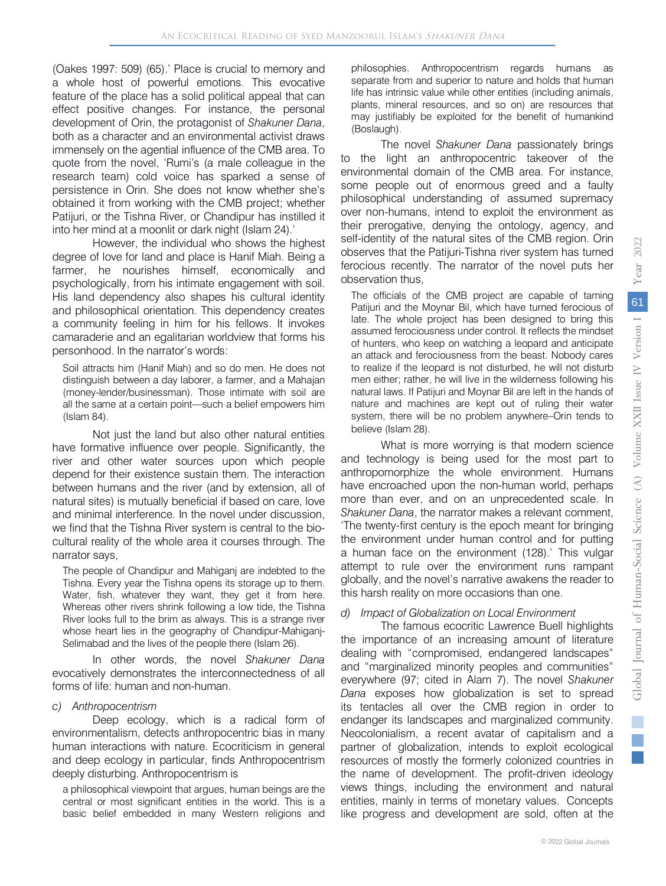(Oakes 1997: 509) (65).' Place is crucial to memory and a whole host of powerful emotions. This evocative feature of the place has a solid political appeal that can effect positive changes. For instance, the personal development of Orin, the protagonist of *Shakuner Dana*, both as a character and an environmental activist draws immensely on the agential influence of the CMB area. To quote from the novel, 'Rumi's (a male colleague in the research team) cold voice has sparked a sense of persistence in Orin. She does not know whether she's obtained it from working with the CMB project; whether Patijuri, or the Tishna River, or Chandipur has instilled it into her mind at a moonlit or dark night (Islam 24).'

However, the individual who shows the highest degree of love for land and place is Hanif Miah. Being a farmer, he nourishes himself, economically and psychologically, from his intimate engagement with soil. His land dependency also shapes his cultural identity and philosophical orientation. This dependency creates a community feeling in him for his fellows. It invokes camaraderie and an egalitarian worldview that forms his personhood. In the narrator's words:

> Soil attracts him (Hanif Miah) and so do men. He does not distinguish between a day laborer, a farmer, and a Mahajan (money-lender/businessman). Those intimate with soil are all the same at a certain point—such a belief empowers him (Islam 84).

Not just the land but also other natural entities have formative influence over people. Significantly, the river and other water sources upon which people depend for their existence sustain them. The interaction between humans and the river (and by extension, all of natural sites) is mutually beneficial if based on care, love and minimal interference. In the novel under discussion, we find that the Tishna River system is central to the bio-cultural reality of the whole area it courses through. The narrator says,

> The people of Chandipur and Mahiganj are indebted to the Tishna. Every year the Tishna opens its storage up to them. Water, fish, whatever they want, they get it from here. Whereas other rivers shrink following a low tide, the Tishna River looks full to the brim as always. This is a strange river whose heart lies in the geography of Chandipur-Mahiganj-Selimabad and the lives of the people there (Islam 26).

In other words, the novel *Shakuner Dana* evocatively demonstrates the interconnectedness of all forms of life: human and non-human.

### *c) Anthropocentrism*

Deep ecology, which is a radical form of environmentalism, detects anthropocentric bias in many human interactions with nature. Ecocriticism in general and deep ecology in particular, finds Anthropocentrism deeply disturbing. Anthropocentrism is

> a philosophical viewpoint that argues, human beings are the central or most significant entities in the world. This is a basic belief embedded in many Western religions and philosophies. Anthropocentrism regards humans as separate from and superior to nature and holds that human life has intrinsic value while other entities (including animals, plants, mineral resources, and so on) are resources that may justifiably be exploited for the benefit of humankind (Boslaugh).

The novel *Shakuner Dana* passionately brings to the light an anthropocentric takeover of the environmental domain of the CMB area. For instance, some people out of enormous greed and a faulty philosophical understanding of assumed supremacy over non-humans, intend to exploit the environment as their prerogative, denying the ontology, agency, and self-identity of the natural sites of the CMB region. Orin observes that the Patijuri-Tishna river system has turned ferocious recently. The narrator of the novel puts her observation thus,

> The officials of the CMB project are capable of taming Patijuri and the Moynar Bil, which have turned ferocious of late. The whole project has been designed to bring this assumed ferociousness under control. It reflects the mindset of hunters, who keep on watching a leopard and anticipate an attack and ferociousness from the beast. Nobody cares to realize if the leopard is not disturbed, he will not disturb men either; rather, he will live in the wilderness following his natural laws. If Patijuri and Moynar Bil are left in the hands of nature and machines are kept out of ruling their water system, there will be no problem anywhere–Orin tends to believe (Islam 28).

What is more worrying is that modern science and technology is being used for the most part to anthropomorphize the whole environment. Humans have encroached upon the non-human world, perhaps more than ever, and on an unprecedented scale. In *Shakuner Dana*, the narrator makes a relevant comment, 'The twenty-first century is the epoch meant for bringing the environment under human control and for putting a human face on the environment (128).' This vulgar attempt to rule over the environment runs rampant globally, and the novel's narrative awakens the reader to this harsh reality on more occasions than one.

### *d) Impact of Globalization on Local Environment*

The famous ecocritic Lawrence Buell highlights the importance of an increasing amount of literature dealing with "compromised, endangered landscapes" and "marginalized minority peoples and communities" everywhere (97; cited in Alam 7). The novel *Shakuner Dana* exposes how globalization is set to spread its tentacles all over the CMB region in order to endanger its landscapes and marginalized community. Neocolonialism, a recent avatar of capitalism and a partner of globalization, intends to exploit ecological resources of mostly the formerly colonized countries in the name of development. The profit-driven ideology views things, including the environment and natural entities, mainly in terms of monetary values. Concepts like progress and development are sold, often at the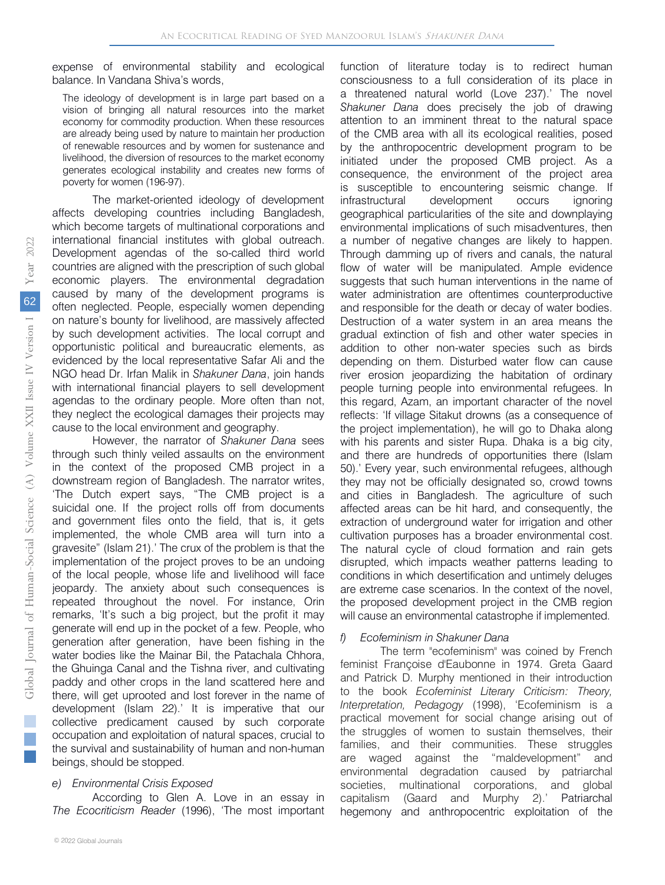expense of environmental stability and ecological balance. In Vandana Shiva's words,

> The ideology of development is in large part based on a vision of bringing all natural resources into the market economy for commodity production. When these resources are already being used by nature to maintain her production of renewable resources and by women for sustenance and livelihood, the diversion of resources to the market economy generates ecological instability and creates new forms of poverty for women (196-97).

The market-oriented ideology of development affects developing countries including Bangladesh, which become targets of multinational corporations and international financial institutes with global outreach. Development agendas of the so-called third world countries are aligned with the prescription of such global economic players. The environmental degradation caused by many of the development programs is often neglected. People, especially women depending on nature's bounty for livelihood, are massively affected by such development activities. The local corrupt and opportunistic political and bureaucratic elements, as evidenced by the local representative Safar Ali and the NGO head Dr. Irfan Malik in *Shakuner Dana*, join hands with international financial players to sell development agendas to the ordinary people. More often than not, they neglect the ecological damages their projects may cause to the local environment and geography.

However, the narrator of *Shakuner Dana* sees through such thinly veiled assaults on the environment in the context of the proposed CMB project in a downstream region of Bangladesh. The narrator writes, 'The Dutch expert says, "The CMB project is a suicidal one. If the project rolls off from documents and government files onto the field, that is, it gets implemented, the whole CMB area will turn into a gravesite" (Islam 21).' The crux of the problem is that the implementation of the project proves to be an undoing of the local people, whose life and livelihood will face jeopardy. The anxiety about such consequences is repeated throughout the novel. For instance, Orin remarks, 'It's such a big project, but the profit it may generate will end up in the pocket of a few. People, who generation after generation, have been fishing in the water bodies like the Mainar Bil, the Patachala Chhora, the Ghuinga Canal and the Tishna river, and cultivating paddy and other crops in the land scattered here and there, will get uprooted and lost forever in the name of development (Islam 22).' It is imperative that our collective predicament caused by such corporate occupation and exploitation of natural spaces, crucial to the survival and sustainability of human and non-human beings, should be stopped.

*e) Environmental Crisis Exposed*

According to Glen A. Love in an essay in *The Ecocriticism Reader* (1996), 'The most important function of literature today is to redirect human consciousness to a full consideration of its place in a threatened natural world (Love 237).' The novel *Shakuner Dana* does precisely the job of drawing attention to an imminent threat to the natural space of the CMB area with all its ecological realities, posed by the anthropocentric development program to be initiated under the proposed CMB project. As a consequence, the environment of the project area is susceptible to encountering seismic change. If infrastructural development occurs ignoring geographical particularities of the site and downplaying environmental implications of such misadventures, then a number of negative changes are likely to happen. Through damming up of rivers and canals, the natural flow of water will be manipulated. Ample evidence suggests that such human interventions in the name of water administration are oftentimes counterproductive and responsible for the death or decay of water bodies. Destruction of a water system in an area means the gradual extinction of fish and other water species in addition to other non-water species such as birds depending on them. Disturbed water flow can cause river erosion jeopardizing the habitation of ordinary people turning people into environmental refugees. In this regard, Azam, an important character of the novel reflects: 'If village Sitakut drowns (as a consequence of the project implementation), he will go to Dhaka along with his parents and sister Rupa. Dhaka is a big city, and there are hundreds of opportunities there (Islam 50).' Every year, such environmental refugees, although they may not be officially designated so, crowd towns and cities in Bangladesh. The agriculture of such affected areas can be hit hard, and consequently, the extraction of underground water for irrigation and other cultivation purposes has a broader environmental cost. The natural cycle of cloud formation and rain gets disrupted, which impacts weather patterns leading to conditions in which desertification and untimely deluges are extreme case scenarios. In the context of the novel, the proposed development project in the CMB region will cause an environmental catastrophe if implemented.

*f) Ecofeminism in Shakuner Dana*

The term "ecofeminism" was coined by French feminist Françoise d'Eaubonne in 1974. Greta Gaard and Patrick D. Murphy mentioned in their introduction to the book *Ecofeminist Literary Criticism: Theory, Interpretation, Pedagogy* (1998), 'Ecofeminism is a practical movement for social change arising out of the struggles of women to sustain themselves, their families, and their communities. These struggles are waged against the "maldevelopment" and environmental degradation caused by patriarchal societies, multinational corporations, and global capitalism (Gaard and Murphy 2).' Patriarchal hegemony and anthropocentric exploitation of the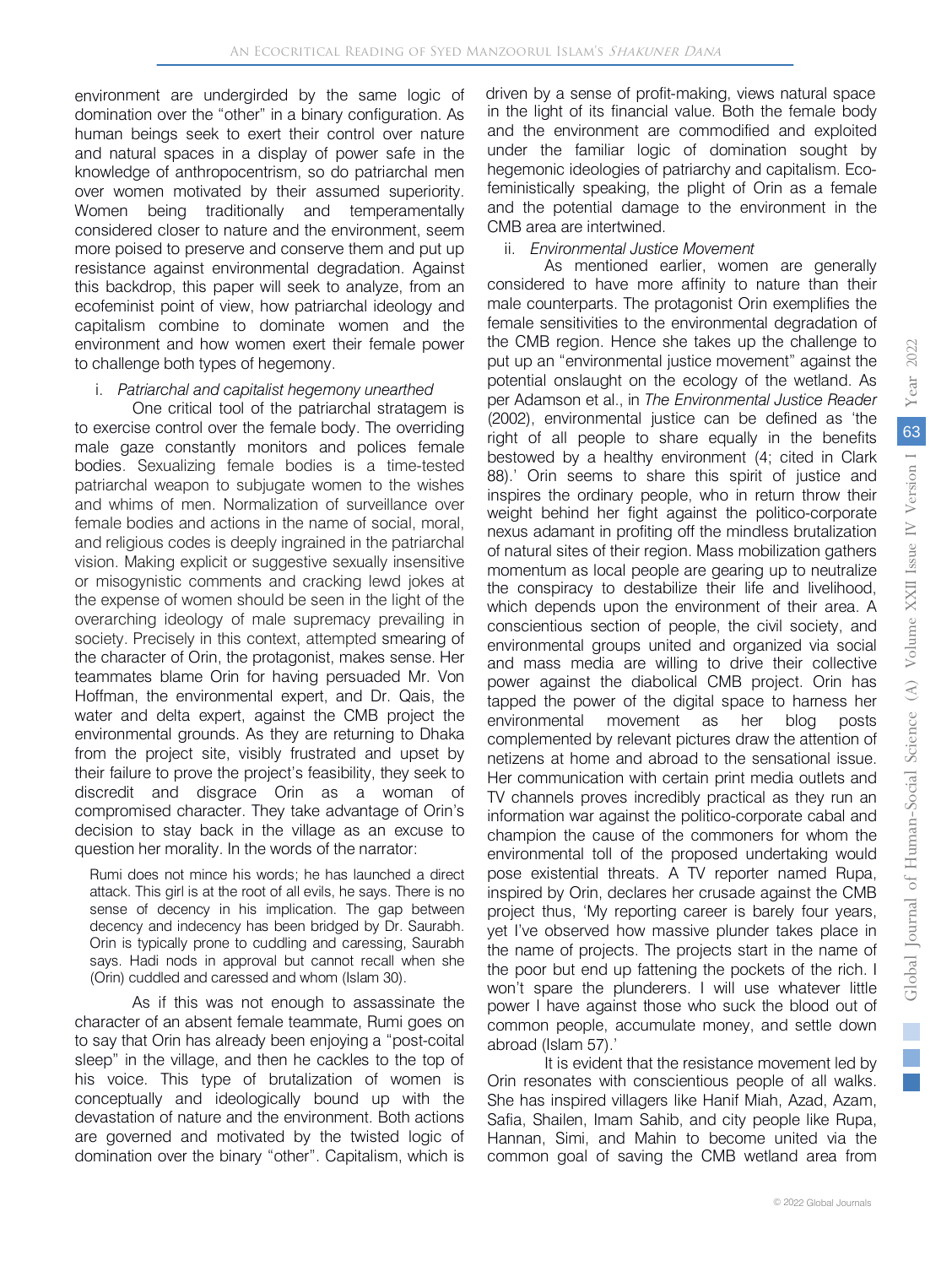environment are undergirded by the same logic of domination over the "other" in a binary configuration. As human beings seek to exert their control over nature and natural spaces in a display of power safe in the knowledge of anthropocentrism, so do patriarchal men over women motivated by their assumed superiority. Women being traditionally and temperamentally considered closer to nature and the environment, seem more poised to preserve and conserve them and put up resistance against environmental degradation. Against this backdrop, this paper will seek to analyze, from an ecofeminist point of view, how patriarchal ideology and capitalism combine to dominate women and the environment and how women exert their female power to challenge both types of hegemony.

i. *Patriarchal and capitalist hegemony unearthed*

One critical tool of the patriarchal stratagem is to exercise control over the female body. The overriding male gaze constantly monitors and polices female bodies. Sexualizing female bodies is a time-tested patriarchal weapon to subjugate women to the wishes and whims of men. Normalization of surveillance over female bodies and actions in the name of social, moral, and religious codes is deeply ingrained in the patriarchal vision. Making explicit or suggestive sexually insensitive or misogynistic comments and cracking lewd jokes at the expense of women should be seen in the light of the overarching ideology of male supremacy prevailing in society. Precisely in this context, attempted smearing of the character of Orin, the protagonist, makes sense. Her teammates blame Orin for having persuaded Mr. Von Hoffman, the environmental expert, and Dr. Qais, the water and delta expert, against the CMB project the environmental grounds. As they are returning to Dhaka from the project site, visibly frustrated and upset by their failure to prove the project's feasibility, they seek to discredit and disgrace Orin as a woman of compromised character. They take advantage of Orin's decision to stay back in the village as an excuse to question her morality. In the words of the narrator:

> Rumi does not mince his words; he has launched a direct attack. This girl is at the root of all evils, he says. There is no sense of decency in his implication. The gap between decency and indecency has been bridged by Dr. Saurabh. Orin is typically prone to cuddling and caressing, Saurabh says. Hadi nods in approval but cannot recall when she (Orin) cuddled and caressed and whom (Islam 30).

As if this was not enough to assassinate the character of an absent female teammate, Rumi goes on to say that Orin has already been enjoying a "post-coital sleep" in the village, and then he cackles to the top of his voice. This type of brutalization of women is conceptually and ideologically bound up with the devastation of nature and the environment. Both actions are governed and motivated by the twisted logic of domination over the binary "other". Capitalism, which is driven by a sense of profit-making, views natural space in the light of its financial value. Both the female body and the environment are commodified and exploited under the familiar logic of domination sought by hegemonic ideologies of patriarchy and capitalism. Eco-feministically speaking, the plight of Orin as a female and the potential damage to the environment in the CMB area are intertwined.

ii. *Environmental Justice Movement*

As mentioned earlier, women are generally considered to have more affinity to nature than their male counterparts. The protagonist Orin exemplifies the female sensitivities to the environmental degradation of the CMB region. Hence she takes up the challenge to put up an "environmental justice movement" against the potential onslaught on the ecology of the wetland. As per Adamson et al., in *The Environmental Justice Reader* (2002), environmental justice can be defined as 'the right of all people to share equally in the benefits bestowed by a healthy environment (4; cited in Clark 88).' Orin seems to share this spirit of justice and inspires the ordinary people, who in return throw their weight behind her fight against the politico-corporate nexus adamant in profiting off the mindless brutalization of natural sites of their region. Mass mobilization gathers momentum as local people are gearing up to neutralize the conspiracy to destabilize their life and livelihood, which depends upon the environment of their area. A conscientious section of people, the civil society, and environmental groups united and organized via social and mass media are willing to drive their collective power against the diabolical CMB project. Orin has tapped the power of the digital space to harness her environmental movement as her blog posts complemented by relevant pictures draw the attention of netizens at home and abroad to the sensational issue. Her communication with certain print media outlets and TV channels proves incredibly practical as they run an information war against the politico-corporate cabal and champion the cause of the commoners for whom the environmental toll of the proposed undertaking would pose existential threats. A TV reporter named Rupa, inspired by Orin, declares her crusade against the CMB project thus, 'My reporting career is barely four years, yet I've observed how massive plunder takes place in the name of projects. The projects start in the name of the poor but end up fattening the pockets of the rich. I won't spare the plunderers. I will use whatever little power I have against those who suck the blood out of common people, accumulate money, and settle down abroad (Islam 57).'

It is evident that the resistance movement led by Orin resonates with conscientious people of all walks. She has inspired villagers like Hanif Miah, Azad, Azam, Safia, Shailen, Imam Sahib, and city people like Rupa, Hannan, Simi, and Mahin to become united via the common goal of saving the CMB wetland area from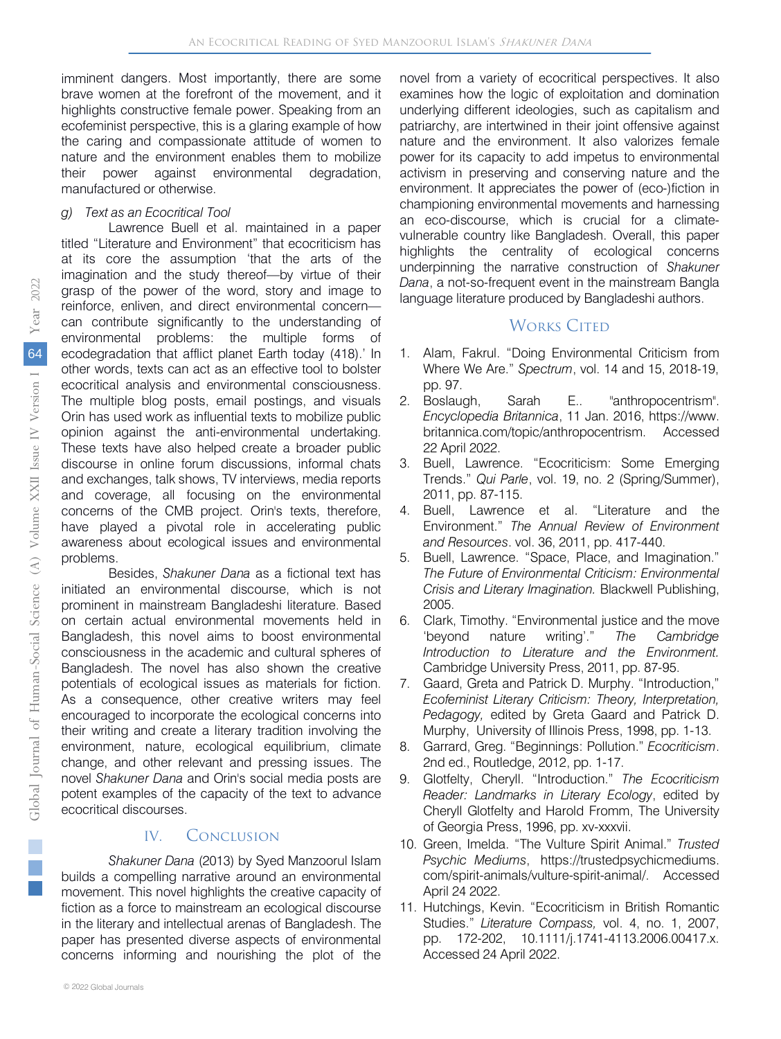imminent dangers. Most importantly, there are some brave women at the forefront of the movement, and it highlights constructive female power. Speaking from an ecofeminist perspective, this is a glaring example of how the caring and compassionate attitude of women to nature and the environment enables them to mobilize their power against environmental degradation, manufactured or otherwise.

*g) Text as an Ecocritical Tool*

Lawrence Buell et al. maintained in a paper titled "Literature and Environment" that ecocriticism has at its core the assumption 'that the arts of the imagination and the study thereof—by virtue of their grasp of the power of the word, story and image to reinforce, enliven, and direct environmental concern—can contribute significantly to the understanding of environmental problems: the multiple forms of ecodegradation that afflict planet Earth today (418).' In other words, texts can act as an effective tool to bolster ecocritical analysis and environmental consciousness. The multiple blog posts, email postings, and visuals Orin has used work as influential texts to mobilize public opinion against the anti-environmental undertaking. These texts have also helped create a broader public discourse in online forum discussions, informal chats and exchanges, talk shows, TV interviews, media reports and coverage, all focusing on the environmental concerns of the CMB project. Orin's texts, therefore, have played a pivotal role in accelerating public awareness about ecological issues and environmental problems.

Besides, *Shakuner Dana* as a fictional text has initiated an environmental discourse, which is not prominent in mainstream Bangladeshi literature. Based on certain actual environmental movements held in Bangladesh, this novel aims to boost environmental consciousness in the academic and cultural spheres of Bangladesh. The novel has also shown the creative potentials of ecological issues as materials for fiction. As a consequence, other creative writers may feel encouraged to incorporate the ecological concerns into their writing and create a literary tradition involving the environment, nature, ecological equilibrium, climate change, and other relevant and pressing issues. The novel *Shakuner Dana* and Orin's social media posts are potent examples of the capacity of the text to advance ecocritical discourses.

## IV. Conclusion

*Shakuner Dana* (2013) by Syed Manzoorul Islam builds a compelling narrative around an environmental movement. This novel highlights the creative capacity of fiction as a force to mainstream an ecological discourse in the literary and intellectual arenas of Bangladesh. The paper has presented diverse aspects of environmental concerns informing and nourishing the plot of the novel from a variety of ecocritical perspectives. It also examines how the logic of exploitation and domination underlying different ideologies, such as capitalism and patriarchy, are intertwined in their joint offensive against nature and the environment. It also valorizes female power for its capacity to add impetus to environmental activism in preserving and conserving nature and the environment. It appreciates the power of (eco-)fiction in championing environmental movements and harnessing an eco-discourse, which is crucial for a climate-vulnerable country like Bangladesh. Overall, this paper highlights the centrality of ecological concerns underpinning the narrative construction of *Shakuner Dana*, a not-so-frequent event in the mainstream Bangla language literature produced by Bangladeshi authors.

## Works Cited

1. Alam, Fakrul. "Doing Environmental Criticism from Where We Are." *Spectrum*, vol. 14 and 15, 2018-19, pp. 97.
2. Boslaugh, Sarah E.. "anthropocentrism". *Encyclopedia Britannica*, 11 Jan. 2016, https://www.britannica.com/topic/anthropocentrism. Accessed 22 April 2022.
3. Buell, Lawrence. "Ecocriticism: Some Emerging Trends." *Qui Parle*, vol. 19, no. 2 (Spring/Summer), 2011, pp. 87-115.
4. Buell, Lawrence et al. "Literature and the Environment." *The Annual Review of Environment and Resources*. vol. 36, 2011, pp. 417-440.
5. Buell, Lawrence. "Space, Place, and Imagination." *The Future of Environmental Criticism: Environmental Crisis and Literary Imagination.* Blackwell Publishing, 2005.
6. Clark, Timothy. "Environmental justice and the move 'beyond nature writing'." *The Cambridge Introduction to Literature and the Environment.* Cambridge University Press, 2011, pp. 87-95.
7. Gaard, Greta and Patrick D. Murphy. "Introduction," *Ecofeminist Literary Criticism: Theory, Interpretation, Pedagogy,* edited by Greta Gaard and Patrick D. Murphy, University of Illinois Press, 1998, pp. 1-13.
8. Garrard, Greg. "Beginnings: Pollution." *Ecocriticism*. 2nd ed., Routledge, 2012, pp. 1-17.
9. Glotfelty, Cheryll. "Introduction." *The Ecocriticism Reader: Landmarks in Literary Ecology*, edited by Cheryll Glotfelty and Harold Fromm, The University of Georgia Press, 1996, pp. xv-xxxvii.
10. Green, Imelda. "The Vulture Spirit Animal." *Trusted Psychic Mediums*, https://trustedpsychicmediums.com/spirit-animals/vulture-spirit-animal/. Accessed April 24 2022.
11. Hutchings, Kevin. "Ecocriticism in British Romantic Studies." *Literature Compass,* vol. 4, no. 1, 2007, pp. 172-202, 10.1111/j.1741-4113.2006.00417.x. Accessed 24 April 2022.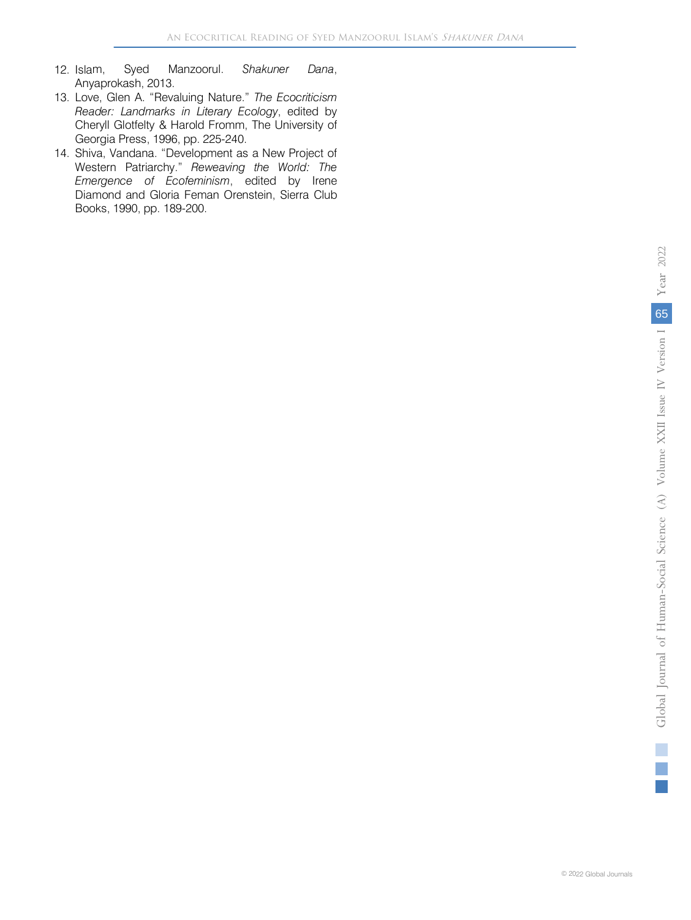12. Islam, Syed Manzoorul. *Shakuner Dana*, Anyaprokash, 2013.
13. Love, Glen A. "Revaluing Nature." *The Ecocriticism Reader: Landmarks in Literary Ecology*, edited by Cheryll Glotfelty & Harold Fromm, The University of Georgia Press, 1996, pp. 225-240.
14. Shiva, Vandana. "Development as a New Project of Western Patriarchy." *Reweaving the World: The Emergence of Ecofeminism*, edited by Irene Diamond and Gloria Feman Orenstein, Sierra Club Books, 1990, pp. 189-200.